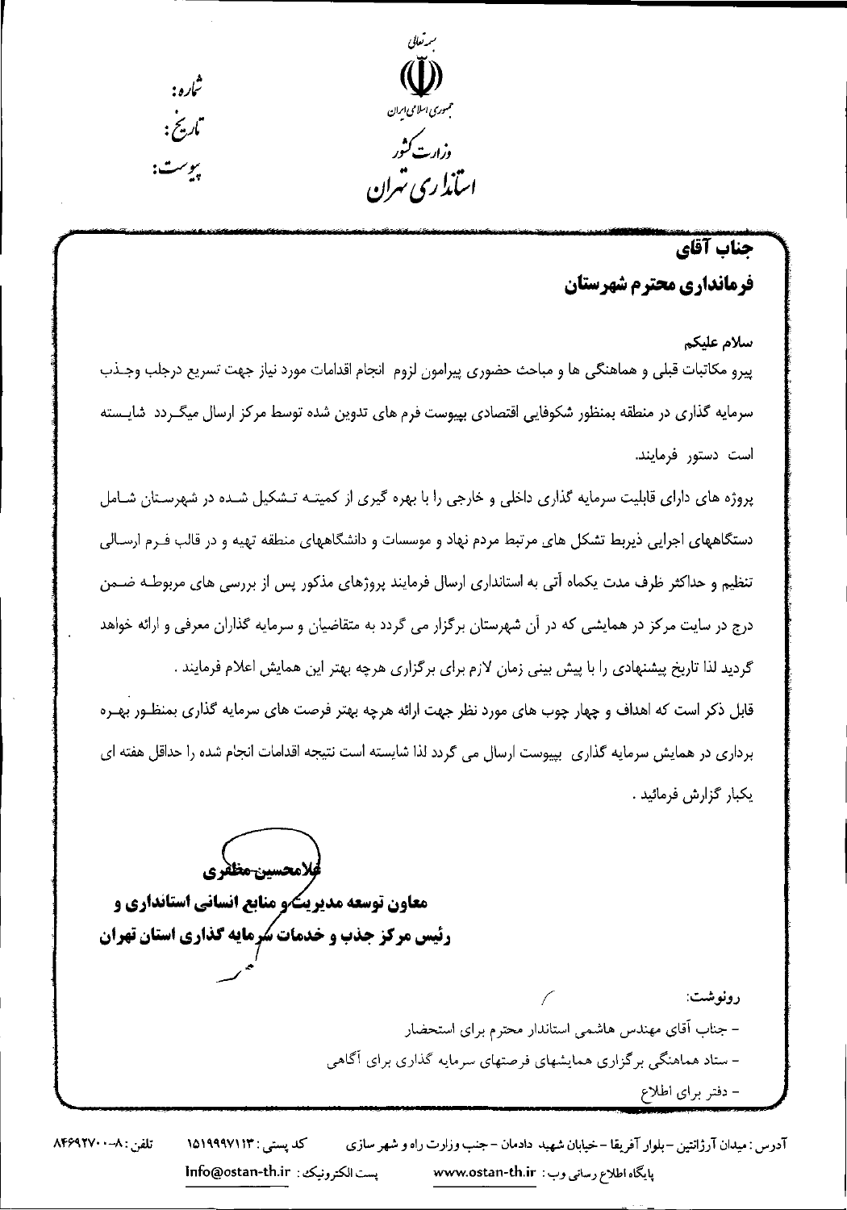بسمه تعالی

جمهوری اسلامی ایران

وزارت کشور

استانداری تهران

شماره:

تاریخ:

پیوست:

**جناب آقای**

**فرمانداری محترم شهرستان**

سلام علیکم

پیرو مکاتبات قبلی و هماهنگی ها و مباحث حضوری پیرامون لزوم انجام اقدامات مورد نیاز جهت تسریع درجلب وجذب سرمایه گذاری در منطقه بمنظور شکوفایی اقتصادی بپیوست فرم های تدوین شده توسط مرکز ارسال میگردد شایسته است دستور فرمایند.

پروژه های دارای قابلیت سرمایه گذاری داخلی و خارجی را با بهره گیری از کمیته تشکیل شده در شهرستان شامل دستگاههای اجرایی ذیربط تشکل های مرتبط مردم نهاد و موسسات و دانشگاههای منطقه تهیه و در قالب فرم ارسالی تنظیم و حداکثر ظرف مدت یکماه آتی به استانداری ارسال فرمایند پروژهای مذکور پس از بررسی های مربوطه ضمن درج در سایت مرکز در همایشی که در آن شهرستان برگزار می گردد به متقاضیان و سرمایه گذاران معرفی و ارائه خواهد گردید لذا تاریخ پیشنهادی را با پیش بینی زمان لازم برای برگزاری هرچه بهتر این همایش اعلام فرمایند .

قابل ذکر است که اهداف و چهار چوب های مورد نظر جهت ارائه هرچه بهتر فرصت های سرمایه گذاری بمنظور بهره برداری در همایش سرمایه گذاری بپیوست ارسال می گردد لذا شایسته است نتیجه اقدامات انجام شده را حداقل هفته ای یکبار گزارش فرمائید .

**غلامحسین مظفری**

**معاون توسعه مدیریت و منابع انسانی استانداری و**

**رئیس مرکز جذب و خدمات سرمایه گذاری استان تهران**

رونوشت:

- جناب آقای مهندس هاشمی استاندار محترم برای استحضار
- ستاد هماهنگی برگزاری همایشهای فرصتهای سرمایه گذاری برای آگاهی
- دفتر برای اطلاع

آدرس: میدان آرژانتین – بلوار آفریقا – خیابان شهید دادمان – جنب وزارت راه و شهر سازی　کد پستی: ۱۵۱۹۹۹۷۱۱۳　تلفن: ۸-۸۴۶۹۲۷۰۰

پایگاه اطلاع رسانی وب: www.ostan-th.ir　پست الکترونیک: Info@ostan-th.ir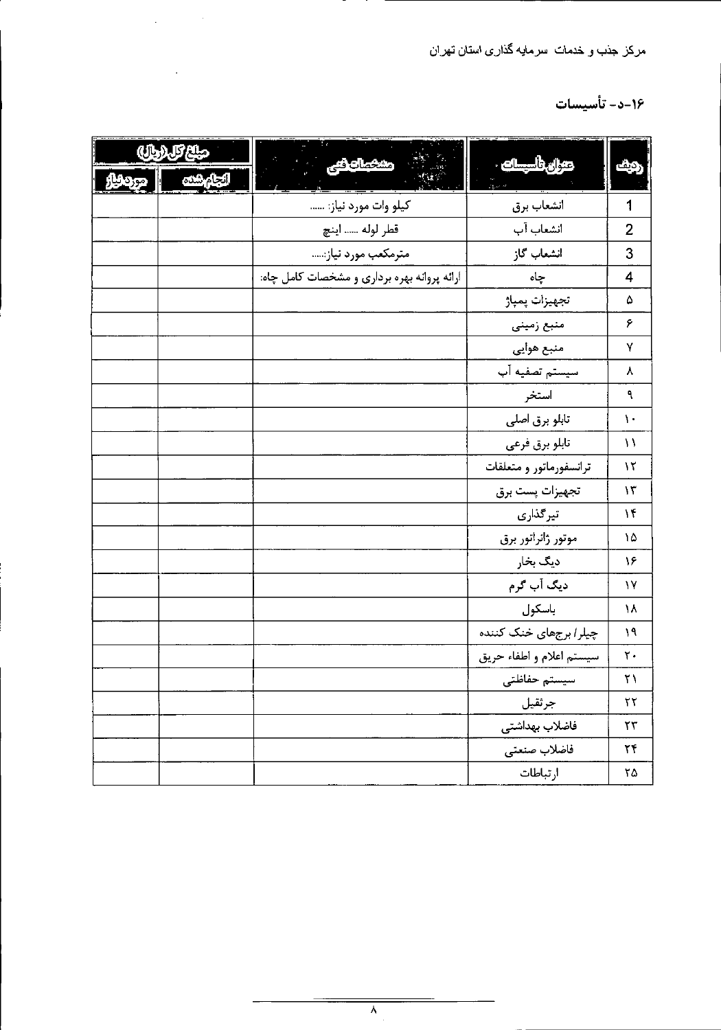مرکز جذب و خدمات سرمایه گذاری استان تهران

## ۱۶-د- تأسیسات

| ردیف | عنوان تأسیسات | مشخصات فنی | مبلغ کل (ریال) | |
|---|---|---|---|---|
| | | | انجام شده | مورد نیاز |
| 1 | انشعاب برق | کیلو وات مورد نیاز: ...... | | |
| 2 | انشعاب آب | قطر لوله ...... اینچ | | |
| 3 | انشعاب گاز | مترمکعب مورد نیاز:..... | | |
| 4 | چاه | ارائه پروانه بهره برداری و مشخصات کامل چاه: | | |
| ۵ | تجهیزات پمپاژ | | | |
| ۶ | منبع زمینی | | | |
| ۷ | منبع هوایی | | | |
| ۸ | سیستم تصفیه آب | | | |
| ۹ | استخر | | | |
| ۱۰ | تابلو برق اصلی | | | |
| ۱۱ | تابلو برق فرعی | | | |
| ۱۲ | ترانسفورماتور و متعلقات | | | |
| ۱۳ | تجهیزات پست برق | | | |
| ۱۴ | تیرگذاری | | | |
| ۱۵ | موتور ژانراتور برق | | | |
| ۱۶ | دیگ بخار | | | |
| ۱۷ | دیگ آب گرم | | | |
| ۱۸ | باسکول | | | |
| ۱۹ | چیلر/ برجهای خنک کننده | | | |
| ۲۰ | سیستم اعلام و اطفاء حریق | | | |
| ۲۱ | سیستم حفاظتی | | | |
| ۲۲ | جرثقیل | | | |
| ۲۳ | فاضلاب بهداشتی | | | |
| ۲۴ | فاضلاب صنعتی | | | |
| ۲۵ | ارتباطات | | | |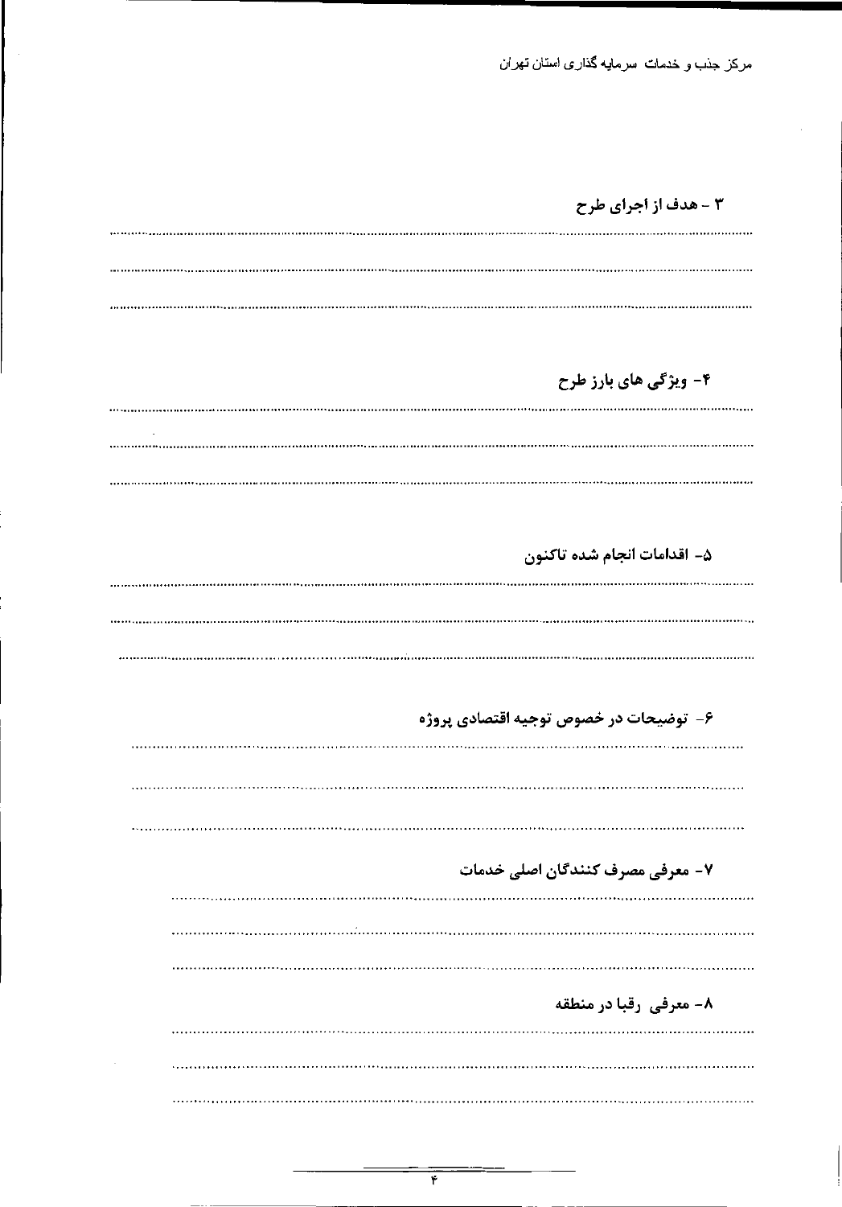### ۳ - هدف از اجرای طرح

............................................................................................................................................................

............................................................................................................................................................

............................................................................................................................................................

### ۴- ویژگی های بارز طرح

............................................................................................................................................................

............................................................................................................................................................

............................................................................................................................................................

### ۵- اقدامات انجام شده تاکنون

............................................................................................................................................................

............................................................................................................................................................

............................................................................................................................................................

### ۶- توضیحات در خصوص توجیه اقتصادی پروژه

............................................................................................................................................................

............................................................................................................................................................

............................................................................................................................................................

### ۷- معرفی مصرف کنندگان اصلی خدمات

............................................................................................................................................................

............................................................................................................................................................

............................................................................................................................................................

### ۸- معرفی رقبا در منطقه

............................................................................................................................................................

............................................................................................................................................................

............................................................................................................................................................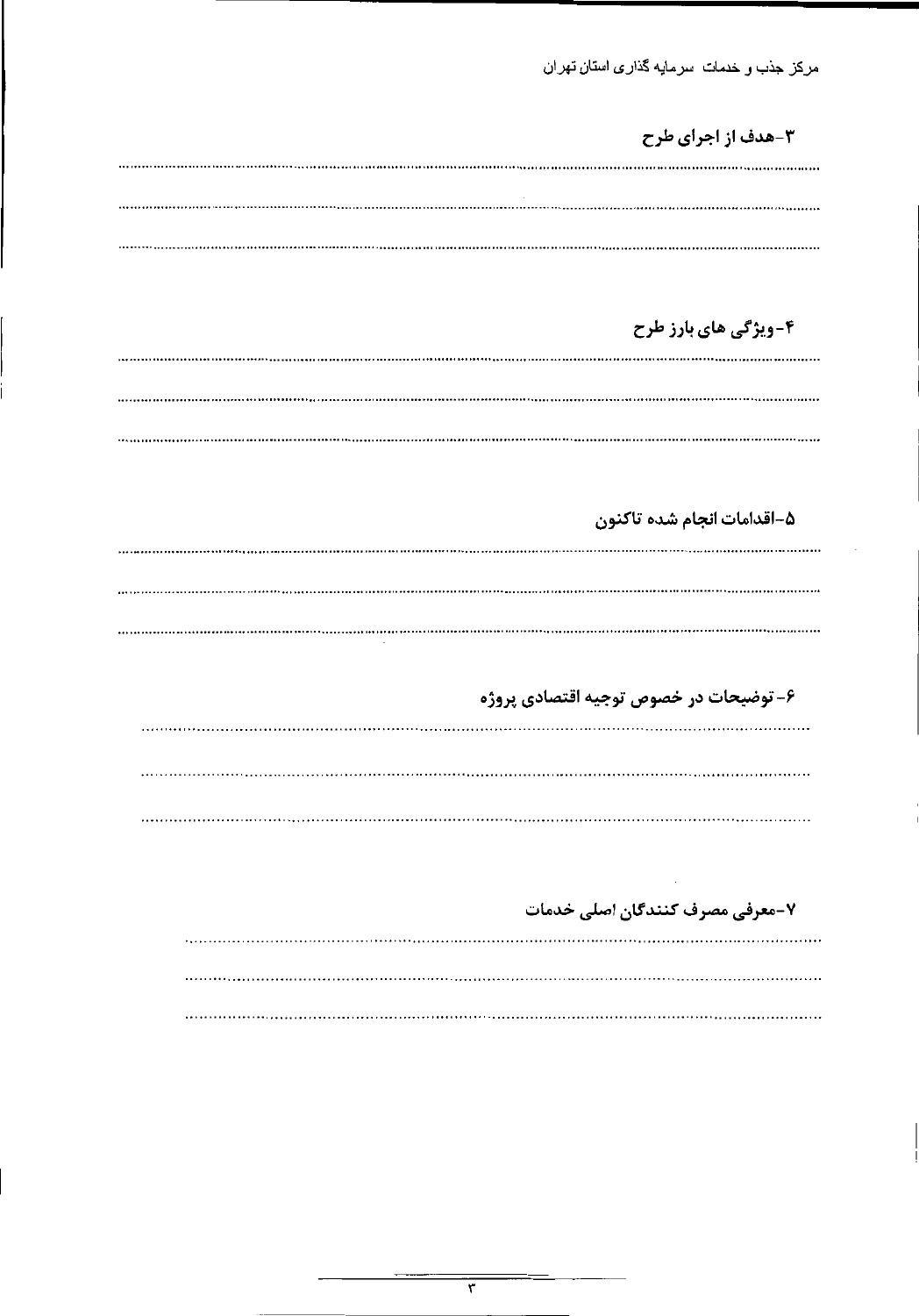**۳-هدف از اجرای طرح**

........................................................................................................................................

........................................................................................................................................

........................................................................................................................................

**۴-ویژگی های بارز طرح**

........................................................................................................................................

........................................................................................................................................

........................................................................................................................................

**۵-اقدامات انجام شده تاکنون**

........................................................................................................................................

........................................................................................................................................

........................................................................................................................................

**۶-توضیحات در خصوص توجیه اقتصادی پروژه**

........................................................................................................................................

........................................................................................................................................

........................................................................................................................................

**۷-معرفی مصرف کنندگان اصلی خدمات**

........................................................................................................................................

........................................................................................................................................

........................................................................................................................................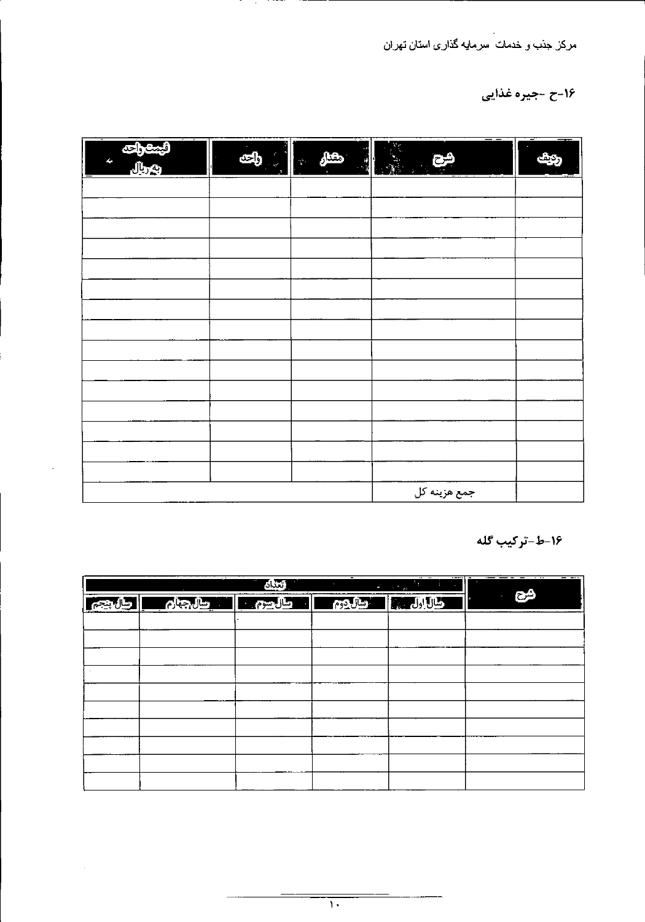### ۱۶-ح -جیره غذایی

| ردیف | شرح | مقدار | واحد | قیمت واحد به ریال |
|---|---|---|---|---|
| | | | | |
| | | | | |
| | | | | |
| | | | | |
| | | | | |
| | | | | |
| | | | | |
| | | | | |
| | | | | |
| | | | | |
| | | | | |
| | | | | |
| | | | | |
| | | | | |
| | | | | |
| | جمع هزینه کل | | | |

### ۱۶-ط-ترکیب گله

| شرح | تعداد | | | | |
|---|---|---|---|---|---|
| | سال اول | سال دوم | سال سوم | سال چهارم | سال پنجم |
| | | | | | |
| | | | | | |
| | | | | | |
| | | | | | |
| | | | | | |
| | | | | | |
| | | | | | |
| | | | | | |
| | | | | | |
| | | | | | |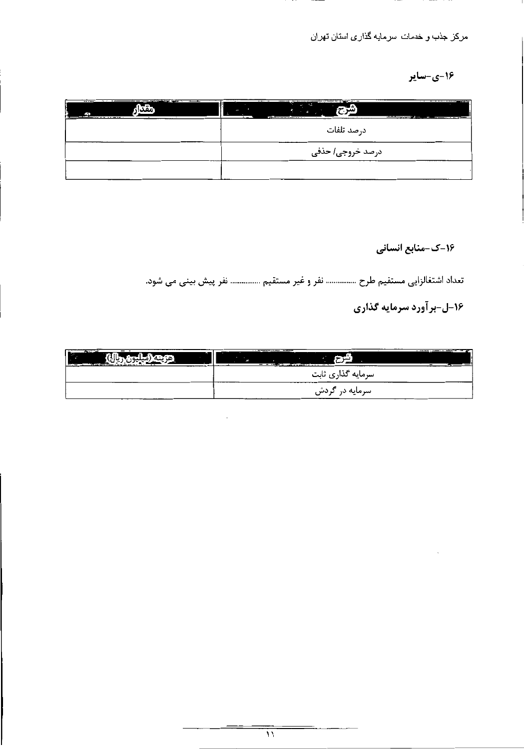### ۱۶-ی-سایر

| شرح | مقدار |
|---|---|
| درصد تلفات | |
| درصد خروجی/ حذفی | |
| | |

### ۱۶-ک-منابع انسانی

تعداد اشتغالزایی مستقیم طرح ............... نفر و غیر مستقیم ................ نفر پیش بینی می شود.

### ۱۶-ل-برآورد سرمایه گذاری

| شرح | هزینه (میلیون ریال) |
|---|---|
| سرمایه گذاری ثابت | |
| سرمایه در گردش | |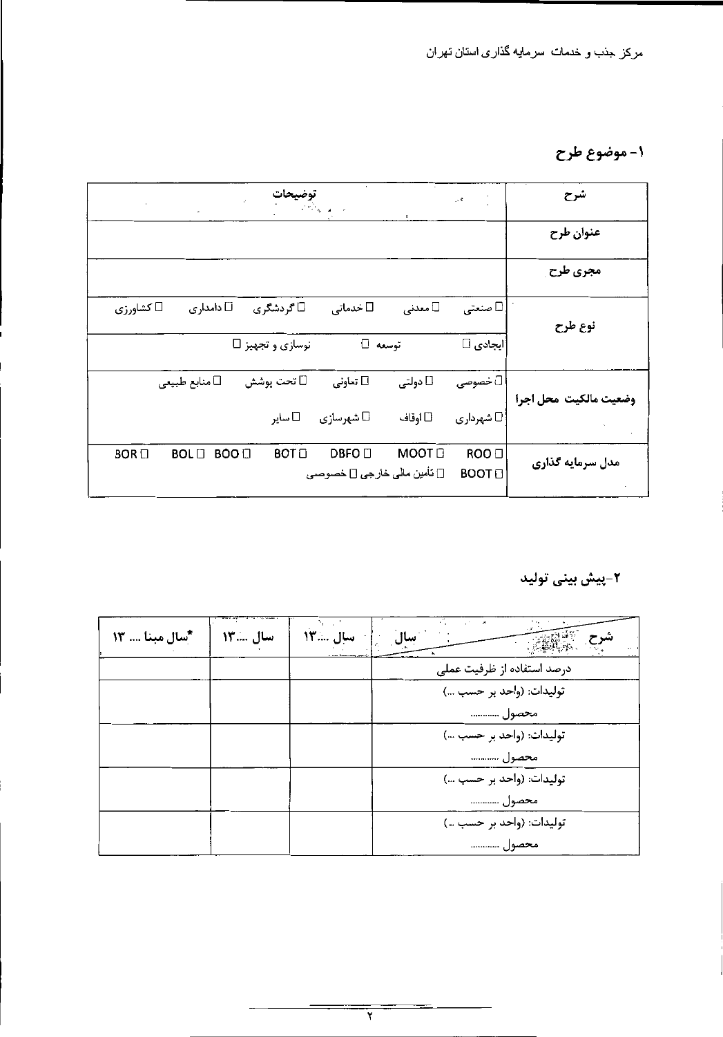## ۱- موضوع طرح

| شرح | توضیحات |
|---|---|
| عنوان طرح | |
| مجری طرح | |
| نوع طرح | ☐ صنعتی ☐ معدنی ☐ خدماتی ☐ گردشگری ☐ دامداری ☐ کشاورزی |
| | ایجادی ☐ توسعه ☐ نوسازی و تجهیز ☐ |
| وضعیت مالکیت محل اجرا | ☐ خصوصی ☐ دولتی ☐ تعاونی ☐ تحت پوشش ☐ منابع طبیعی |
| | ☐ شهرداری ☐ اوقاف ☐ شهرسازی ☐ سایر |
| مدل سرمایه گذاری | ROO ☐ MOOT ☐ DBFO ☐ BOT ☐ BOO ☐ BOL ☐ BOR ☐ |
| | BOOT ☐ ☐ تأمین مالی خارجی ☐ خصوصی |

## ۲-پیش بینی تولید

| شرح / سال | سال ....۱۳ | سال ....۱۳ | *سال مبنا .... ۱۳ |
|---|---|---|---|
| درصد استفاده از ظرفیت عملی | | | |
| تولیدات: (واحد بر حسب ...) محصول ........... | | | |
| تولیدات: (واحد بر حسب ...) محصول ........... | | | |
| تولیدات: (واحد بر حسب ...) محصول ........... | | | |
| تولیدات: (واحد بر حسب ...) محصول ........... | | | |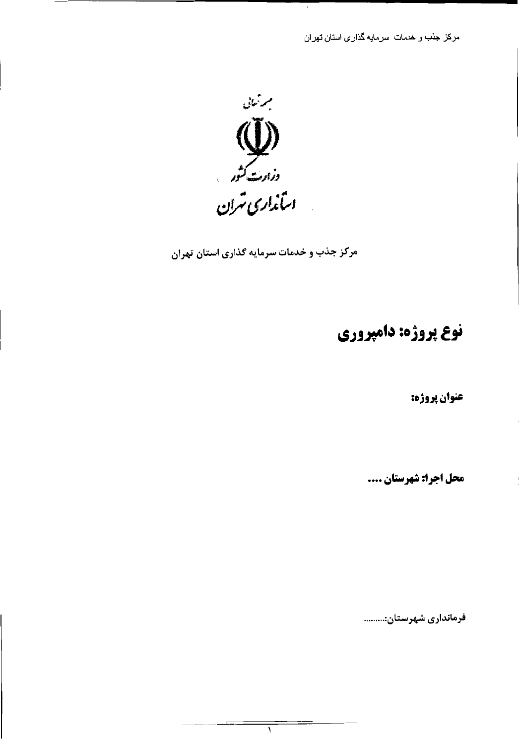بسمه تعالی

وزارت کشور

استانداری تهران

مرکز جذب و خدمات سرمایه گذاری استان تهران

# نوع پروژه: دامپروری

**عنوان پروژه:**

**محل اجرا: شهرستان ....**

**فرمانداری شهرستان:.........**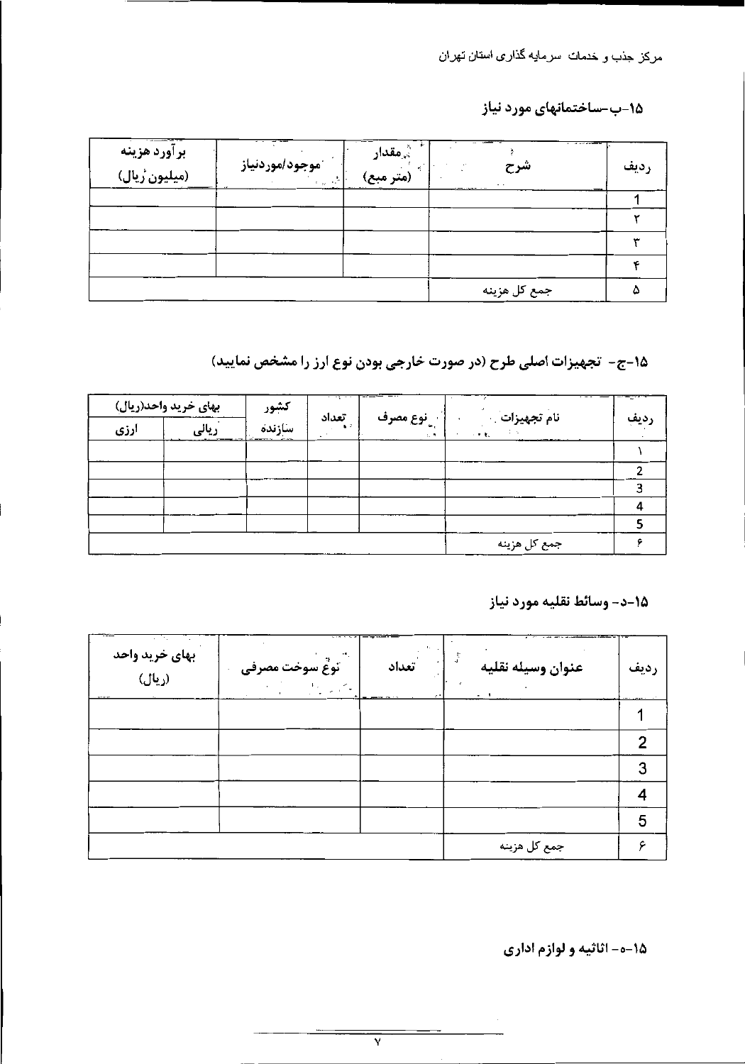## ۱۵-ب-ساختمانهای مورد نیاز

| ردیف | شرح | مقدار (متر مبع) | موجود/موردنیاز | برآورد هزینه (میلیون ریال) |
|---|---|---|---|---|
| 1 | | | | |
| ۲ | | | | |
| ۳ | | | | |
| ۴ | | | | |
| ۵ | جمع کل هزینه | | | |

## ۱۵-ج- تجهیزات اصلی طرح (در صورت خارجی بودن نوع ارز را مشخص نمایید)

| ردیف | نام تجهیزات | نوع مصرف | تعداد | کشور سازنده | بهای خرید واحد(ریال) | |
|---|---|---|---|---|---|---|
| | | | | | ریالی | ارزی |
| ۱ | | | | | | |
| 2 | | | | | | |
| 3 | | | | | | |
| 4 | | | | | | |
| 5 | | | | | | |
| ۶ | جمع کل هزینه | | | | | |

## ۱۵-د- وسائط نقلیه مورد نیاز

| ردیف | عنوان وسیله نقلیه | تعداد | نوع سوخت مصرفی | بهای خرید واحد (ریال) |
|---|---|---|---|---|
| 1 | | | | |
| 2 | | | | |
| 3 | | | | |
| 4 | | | | |
| 5 | | | | |
| ۶ | جمع کل هزینه | | | |

## ۱۵-ه- اثاثیه و لوازم اداری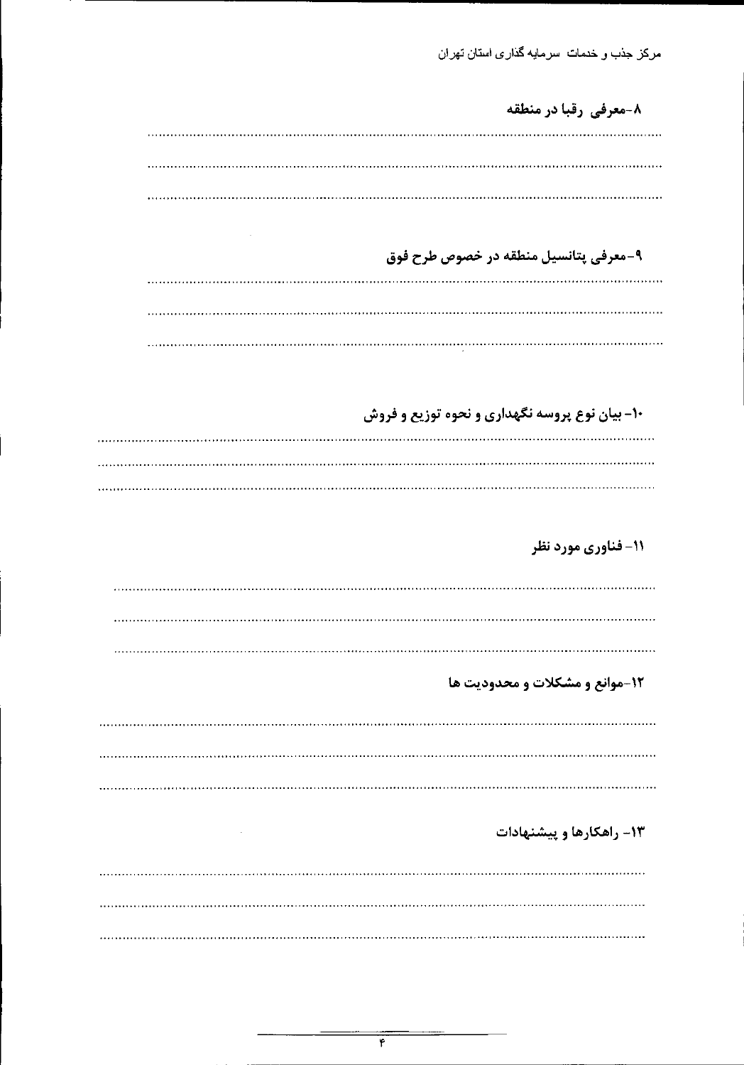۸-معرفی رقبا در منطقه

..............................................................................................................................................

..............................................................................................................................................

..............................................................................................................................................

۹-معرفی پتانسیل منطقه در خصوص طرح فوق

..............................................................................................................................................

..............................................................................................................................................

..............................................................................................................................................

۱۰- بیان نوع پروسه نگهداری و نحوه توزیع و فروش

..............................................................................................................................................

..............................................................................................................................................

..............................................................................................................................................

۱۱- فناوری مورد نظر

..............................................................................................................................................

..............................................................................................................................................

..............................................................................................................................................

۱۲-موانع و مشکلات و محدودیت ها

..............................................................................................................................................

..............................................................................................................................................

..............................................................................................................................................

۱۳- راهکارها و پیشنهادات

..............................................................................................................................................

..............................................................................................................................................

..............................................................................................................................................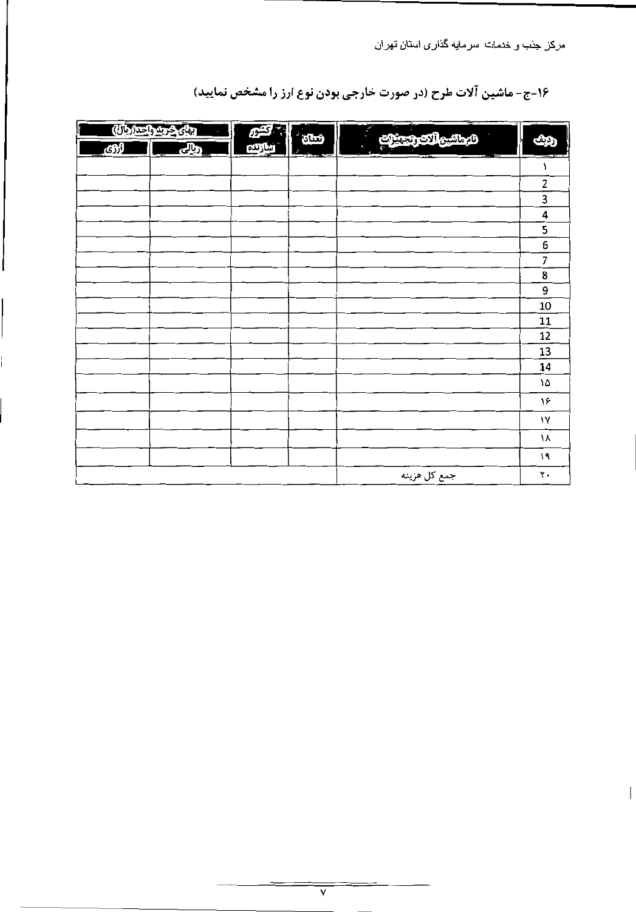## ۱۶-ج- ماشین آلات طرح (در صورت خارجی بودن نوع ارز را مشخص نمایید)

| ردیف | نام ماشین آلات وتجهیزات | تعداد | کشور سازنده | بهای خرید واحد(ریال) | |
|---|---|---|---|---|---|
| | | | | ریالی | ارزی |
| ۱ | | | | | |
| 2 | | | | | |
| 3 | | | | | |
| 4 | | | | | |
| 5 | | | | | |
| 6 | | | | | |
| 7 | | | | | |
| 8 | | | | | |
| 9 | | | | | |
| 10 | | | | | |
| 11 | | | | | |
| 12 | | | | | |
| 13 | | | | | |
| 14 | | | | | |
| ۱۵ | | | | | |
| ۱۶ | | | | | |
| ۱۷ | | | | | |
| ۱۸ | | | | | |
| ۱۹ | | | | | |
| ۲۰ | جمع کل هزینه | | | | |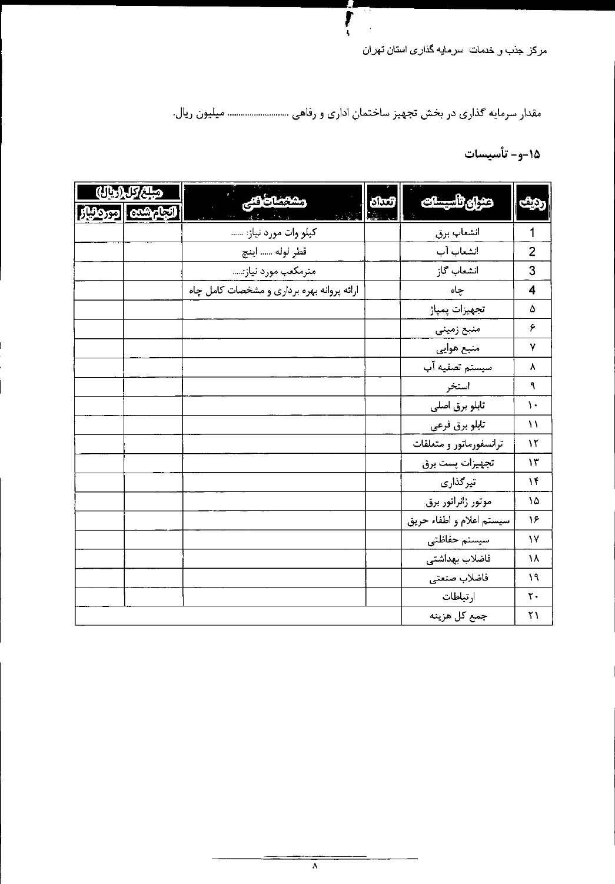مقدار سرمایه گذاری در بخش تجهیز ساختمان اداری و رفاهی ........................ میلیون ریال.

## ۱۵-و- تأسیسات

| ردیف | عنوان تأسیسات | تعداد | مشخصات فنی | مبلغ کل (ریال) | |
|---|---|---|---|---|---|
| | | | | انجام شده | مورد نیاز |
| 1 | انشعاب برق | | کیلو وات مورد نیاز: ...... | | |
| 2 | انشعاب آب | | قطر لوله ...... اینچ | | |
| 3 | انشعاب گاز | | مترمکعب مورد نیاز:..... | | |
| 4 | چاه | | ارائه پروانه بهره برداری و مشخصات کامل چاه | | |
| ۵ | تجهیزات پمپاژ | | | | |
| ۶ | منبع زمینی | | | | |
| ۷ | منبع هوایی | | | | |
| ۸ | سیستم تصفیه آب | | | | |
| ۹ | استخر | | | | |
| ۱۰ | تابلو برق اصلی | | | | |
| ۱۱ | تابلو برق فرعی | | | | |
| ۱۲ | ترانسفورماتور و متعلقات | | | | |
| ۱۳ | تجهیزات پست برق | | | | |
| ۱۴ | تیرگذاری | | | | |
| ۱۵ | موتور ژنراتور برق | | | | |
| ۱۶ | سیستم اعلام و اطفاء حریق | | | | |
| ۱۷ | سیستم حفاظتی | | | | |
| ۱۸ | فاضلاب بهداشتی | | | | |
| ۱۹ | فاضلاب صنعتی | | | | |
| ۲۰ | ارتباطات | | | | |
| ۲۱ | جمع کل هزینه | | | | |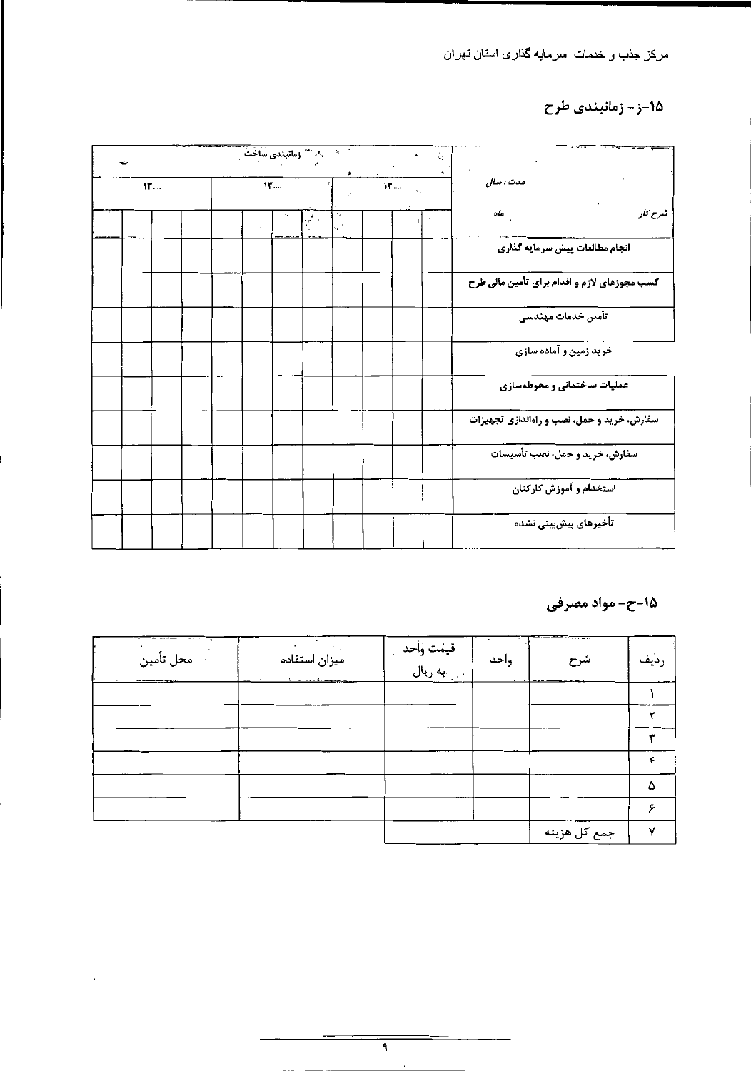## ۱۵-ز- زمانبندی طرح

| مدت : سال / شرح کار ماه | زمانبندی ساخت | | | | | | | | | | | |
|---|---|---|---|---|---|---|---|---|---|---|---|---|
| | ۱۳.... | | | | ۱۳.... | | | | ۱۳.... | | | |
| | | | | | | | | | | | | |
| انجام مطالعات پیش سرمایه گذاری | | | | | | | | | | | | |
| کسب مجوزهای لازم و اقدام برای تأمین مالی طرح | | | | | | | | | | | | |
| تأمین خدمات مهندسی | | | | | | | | | | | | |
| خرید زمین و آماده سازی | | | | | | | | | | | | |
| عملیات ساختمانی و محوطه‌سازی | | | | | | | | | | | | |
| سفارش، خرید و حمل، نصب و راه‌اندازی تجهیزات | | | | | | | | | | | | |
| سفارش، خرید و حمل، نصب تأسیسات | | | | | | | | | | | | |
| استخدام و آموزش کارکنان | | | | | | | | | | | | |
| تأخیرهای پیش‌بینی نشده | | | | | | | | | | | | |

## ۱۵-ح- مواد مصرفی

| ردیف | شرح | واحد | قیمت واحد به ریال | میزان استفاده | محل تأمین |
|---|---|---|---|---|---|
| ۱ | | | | | |
| ۲ | | | | | |
| ۳ | | | | | |
| ۴ | | | | | |
| ۵ | | | | | |
| ۶ | | | | | |
| ۷ | جمع کل هزینه | | | | |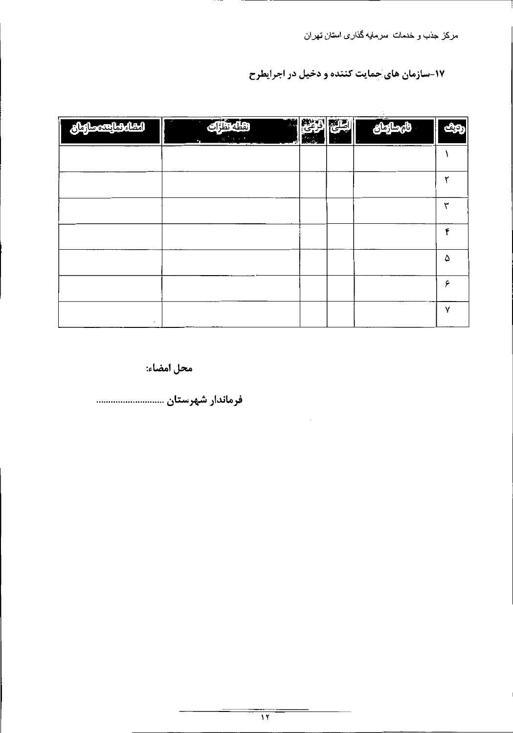## ۱۷-سازمان های حمایت کننده و دخیل در اجرایطرح

| ردیف | نام سازمان | اصلی | فرعی | نقطه نظرات | امضاء نماینده سازمان |
|---|---|---|---|---|---|
| ۱ | | | | | |
| ۲ | | | | | |
| ۳ | | | | | |
| ۴ | | | | | |
| ۵ | | | | | |
| ۶ | | | | | |
| ۷ | | | | | |

**محل امضاء:**

**فرماندار شهرستان** ............................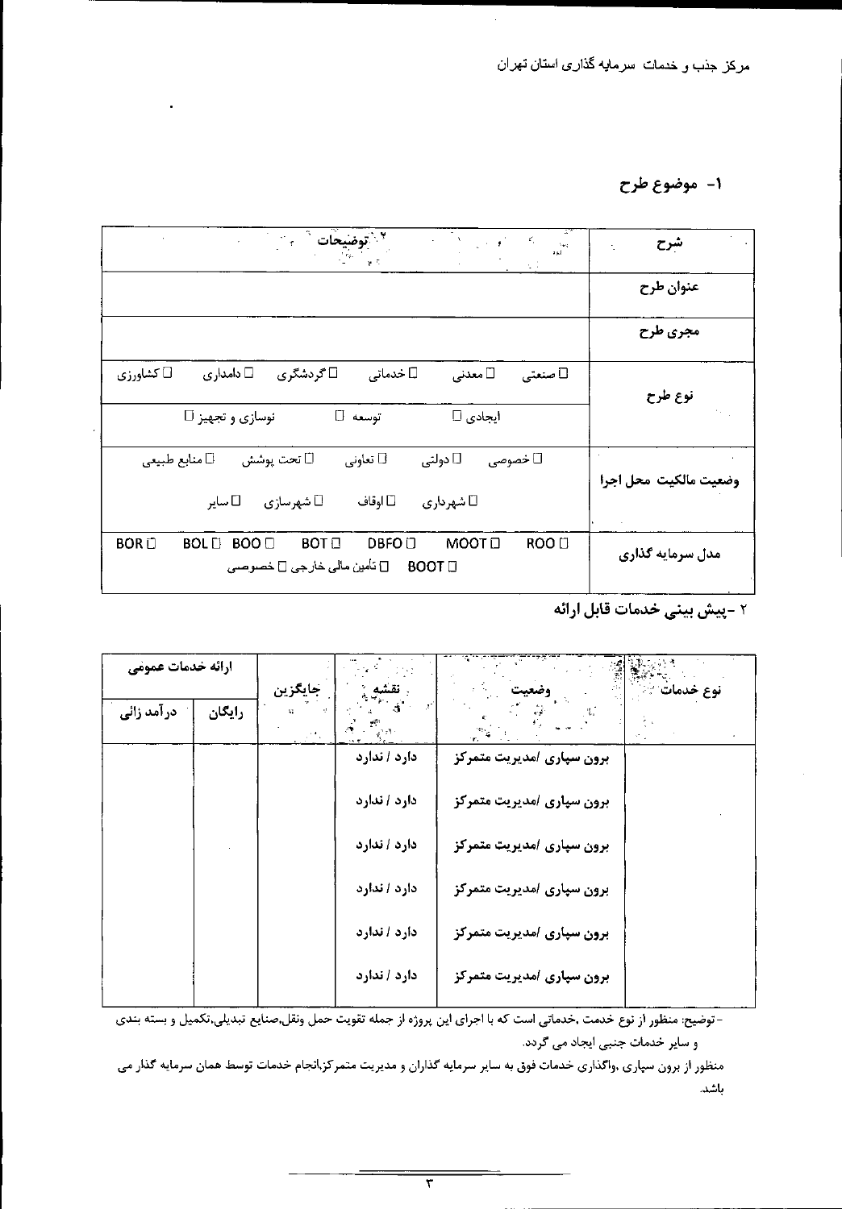## ۱- موضوع طرح

| شرح | توضیحات |
|---|---|
| عنوان طرح | |
| مجری طرح | |
| نوع طرح | ☐ صنعتی ☐ معدنی ☐ خدماتی ☐ گردشگری ☐ دامداری ☐ کشاورزی<br>ایجادی ☐ توسعه ☐ نوسازی و تجهیز ☐ |
| وضعیت مالکیت محل اجرا | ☐ خصوصی ☐ دولتی ☐ تعاونی ☐ تحت پوشش ☐ منابع طبیعی<br>☐ شهرداری ☐ اوقاف ☐ شهرسازی ☐ سایر |
| مدل سرمایه گذاری | ROO ☐ MOOT ☐ DBFO ☐ BOT ☐ BOO ☐ BOL ☐ BOR ☐<br>BOOT ☐ ☐ تأمین مالی خارجی ☐ خصوصی |

## ۲ -پیش بینی خدمات قابل ارائه

| نوع خدمات | وضعیت | نقشه | جایگزین | ارائه خدمات عمومی | |
|---|---|---|---|---|---|
| | | | | رایگان | درآمد زائی |
| | برون سپاری /مدیریت متمرکز | دارد / ندارد | | | |
| | برون سپاری /مدیریت متمرکز | دارد / ندارد | | | |
| | برون سپاری /مدیریت متمرکز | دارد / ندارد | | | |
| | برون سپاری /مدیریت متمرکز | دارد / ندارد | | | |
| | برون سپاری /مدیریت متمرکز | دارد / ندارد | | | |
| | برون سپاری /مدیریت متمرکز | دارد / ندارد | | | |

-توضیح: منظور از نوع خدمت ،خدماتی است که با اجرای این پروژه از جمله تقویت حمل ونقل،صنایع تبدیلی،تکمیل و بسته بندی و سایر خدمات جنبی ایجاد می گردد.

منظور از برون سپاری ،واگذاری خدمات فوق به سایر سرمایه گذاران و مدیریت متمرکز،انجام خدمات توسط همان سرمایه گذار می باشد.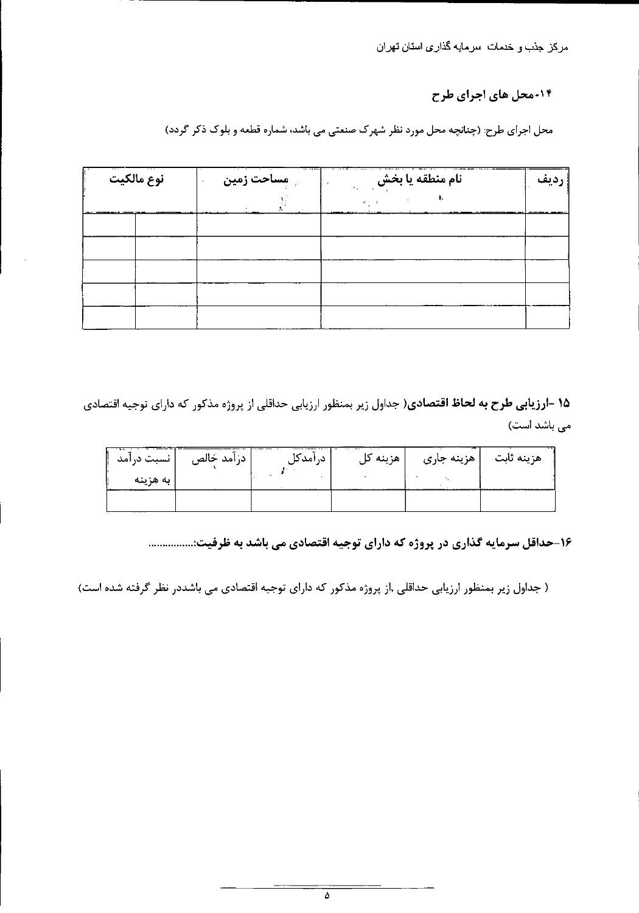## ۱۴-محل های اجرای طرح

محل اجرای طرح: (چنانچه محل مورد نظر شهرک صنعتی می باشد، شماره قطعه و بلوک ذکر گردد)

| ردیف | نام منطقه یا بخش | مساحت زمین | نوع مالکیت | |
|---|---|---|---|---|
| | | | | |
| | | | | |
| | | | | |
| | | | | |
| | | | | |

**۱۵ -ارزیابی طرح به لحاظ اقتصادی**( جداول زیر بمنظور ارزیابی حداقلی از پروژه مذکور که دارای توجیه اقتصادی می باشد است)

| هزینه ثابت | هزینه جاری | هزینه کل | درآمدکل | درآمد خالص | نسبت درآمد به هزینه |
|---|---|---|---|---|---|
| | | | | | |

**۱۶-حداقل سرمایه گذاری در پروژه که دارای توجیه اقتصادی می باشد به ظرفیت:................**

( جداول زیر بمنظور ارزیابی حداقلی ،از پروژه مذکور که دارای توجیه اقتصادی می باشددر نظر گرفته شده است)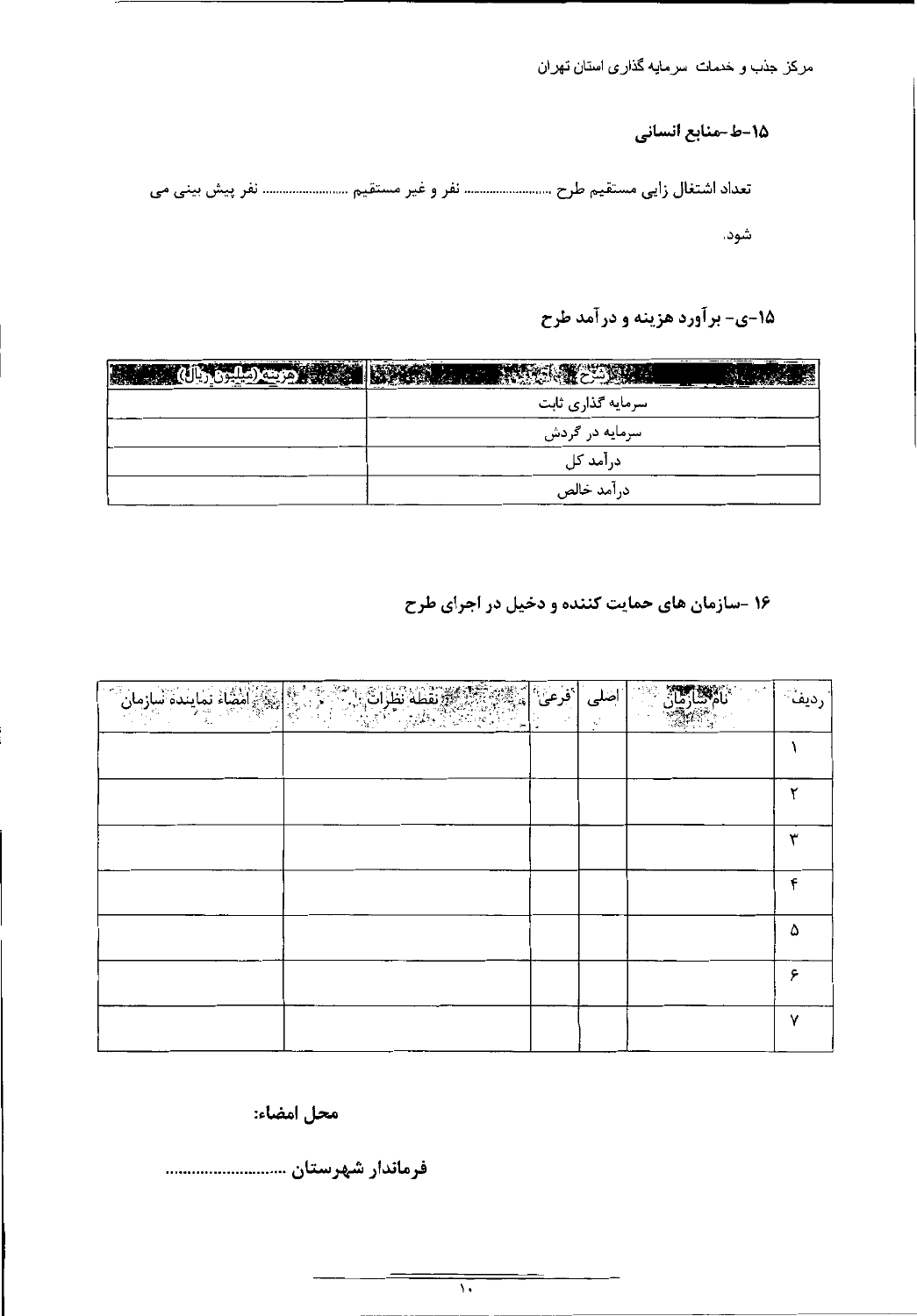### ۱۵-ط-منابع انسانی

تعداد اشتغال زایی مستقیم طرح .......................... نفر و غیر مستقیم ........................ نفر پیش بینی می شود.

### ۱۵-ی- برآورد هزینه و درآمد طرح

| شرح | هزینه(میلیون ریال) |
|---|---|
| سرمایه گذاری ثابت | |
| سرمایه در گردش | |
| درآمد کل | |
| درآمد خالص | |

### ۱۶ -سازمان های حمایت کننده و دخیل در اجرای طرح

| ردیف | نام سازمان | اصلی | فرعی | نقطه نظرات | امضاء نماینده سازمان |
|---|---|---|---|---|---|
| ۱ | | | | | |
| ۲ | | | | | |
| ۳ | | | | | |
| ۴ | | | | | |
| ۵ | | | | | |
| ۶ | | | | | |
| ۷ | | | | | |

**محل امضاء:**

**فرماندار شهرستان** ............................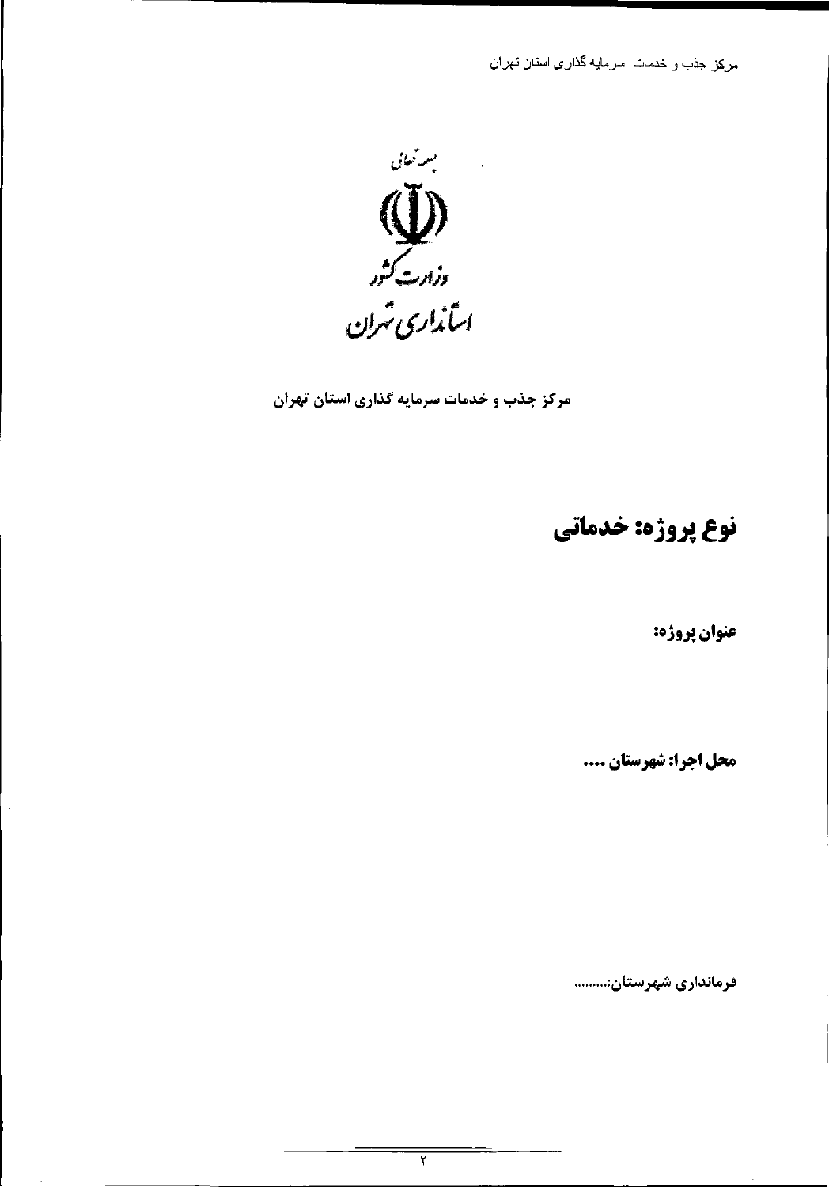بسمه تعالی

وزارت کشور

استانداری تهران

مرکز جذب و خدمات سرمایه گذاری استان تهران

## نوع پروژه: خدماتی

**عنوان پروژه:**

**محل اجرا: شهرستان ....**

**فرمانداری شهرستان:.........**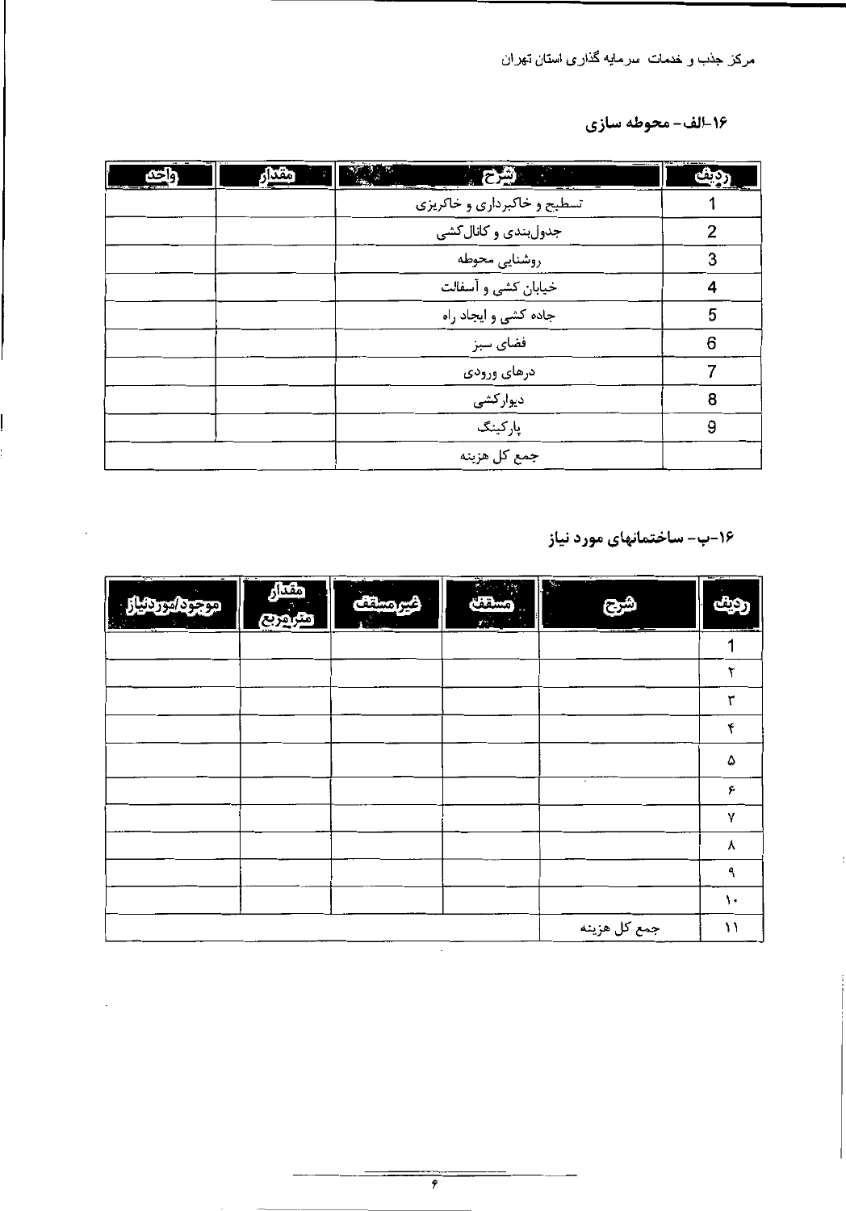## ۱۶-الف- محوطه سازی

| ردیف | شرح | مقدار | واحد |
|---|---|---|---|
| 1 | تسطیح و خاکبرداری و خاکریزی | | |
| 2 | جدول‌بندی و کانال‌کشی | | |
| 3 | روشنایی محوطه | | |
| 4 | خیابان کشی و آسفالت | | |
| 5 | جاده کشی و ایجاد راه | | |
| 6 | فضای سبز | | |
| 7 | درهای ورودی | | |
| 8 | دیوارکشی | | |
| 9 | پارکینگ | | |
| | جمع کل هزینه | | |

## ۱۶-ب- ساختمانهای مورد نیاز

| ردیف | شرح | مسقف | غیرمسقف | مقدار مترمربع | موجود/موردنیاز |
|---|---|---|---|---|---|
| 1 | | | | | |
| ۲ | | | | | |
| ۳ | | | | | |
| ۴ | | | | | |
| ۵ | | | | | |
| ۶ | | | | | |
| ۷ | | | | | |
| ۸ | | | | | |
| ۹ | | | | | |
| ۱۰ | | | | | |
| ۱۱ | جمع کل هزینه | | | | |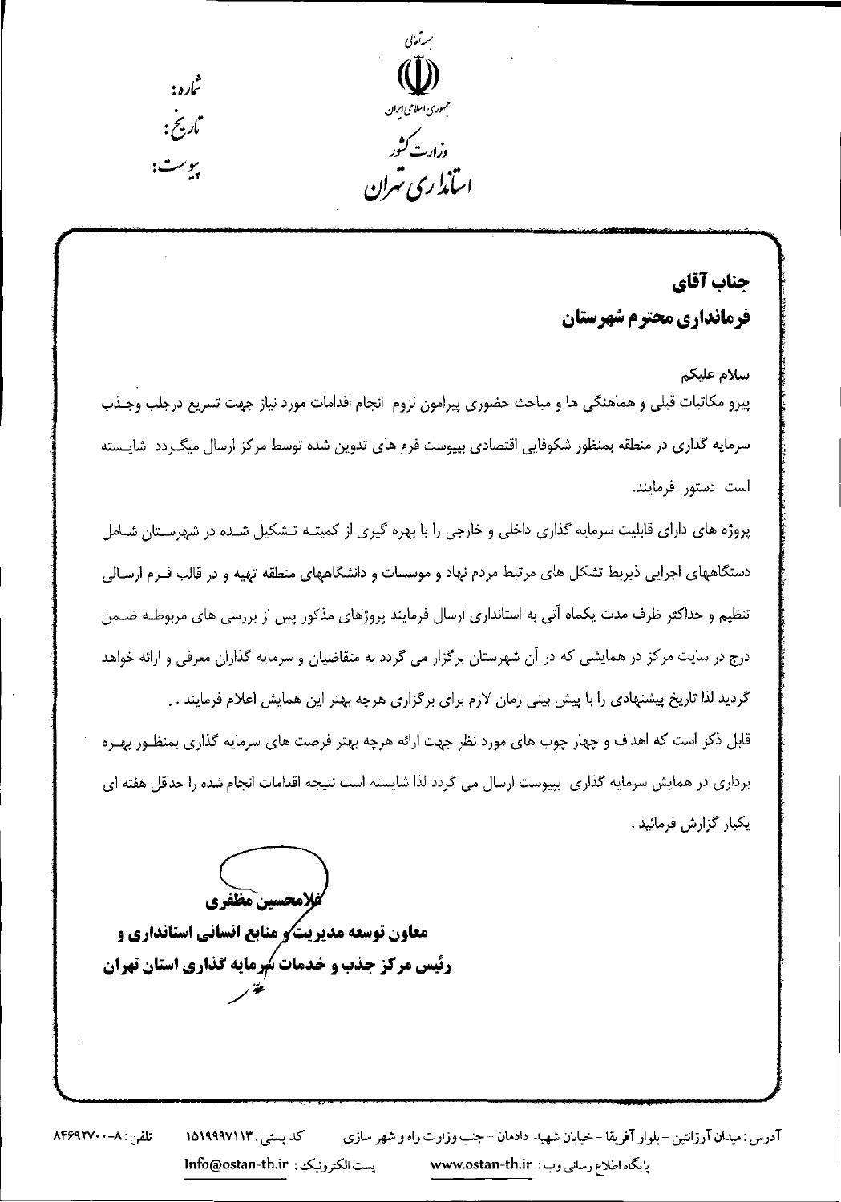بسمه تعالی

جمهوری اسلامی ایران

وزارت کشور

استانداری تهران

شماره:

تاریخ:

پیوست:

**جناب آقای**

**فرمانداری محترم شهرستان**

سلام علیکم

پیرو مکاتبات قبلی و هماهنگی ها و مباحث حضوری پیرامون لزوم انجام اقدامات مورد نیاز جهت تسریع درجلب وجذب سرمایه گذاری در منطقه بمنظور شکوفایی اقتصادی بپیوست فرم های تدوین شده توسط مرکز ارسال میگردد شایسته است دستور فرمایند.

پروژه های دارای قابلیت سرمایه گذاری داخلی و خارجی را با بهره گیری از کمیته تشکیل شده در شهرستان شامل دستگاههای اجرایی ذیربط تشکل های مرتبط مردم نهاد و موسسات و دانشگاههای منطقه تهیه و در قالب فرم ارسالی تنظیم و حداکثر ظرف مدت یکماه آتی به استانداری ارسال فرمایند پروژهای مذکور پس از بررسی های مربوطه ضمن درج در سایت مرکز در همایشی که در آن شهرستان برگزار می گردد به متقاضیان و سرمایه گذاران معرفی و ارائه خواهد گردید لذا تاریخ پیشنهادی را با پیش بینی زمان لازم برای برگزاری هرچه بهتر این همایش اعلام فرمایند .

قابل ذکر است که اهداف و چهار چوب های مورد نظر جهت ارائه هرچه بهتر فرصت های سرمایه گذاری بمنظور بهره برداری در همایش سرمایه گذاری بپیوست ارسال می گردد لذا شایسته است نتیجه اقدامات انجام شده را حداقل هفته ای یکبار گزارش فرمائید .

**غلامحسین مظفری**

**معاون توسعه مدیریت و منابع انسانی استانداری و**
**رئیس مرکز جذب و خدمات سرمایه گذاری استان تهران**

آدرس: میدان آرژانتین - بلوار آفریقا - خیابان شهید دادمان - جنب وزارت راه و شهر سازی کد پستی: ۱۵۱۹۹۹۷۱۱۳ تلفن: ۸-۸۴۶۹۲۷۰۰

پایگاه اطلاع رسانی وب: www.ostan-th.ir پست الکترونیک: Info@ostan-th.ir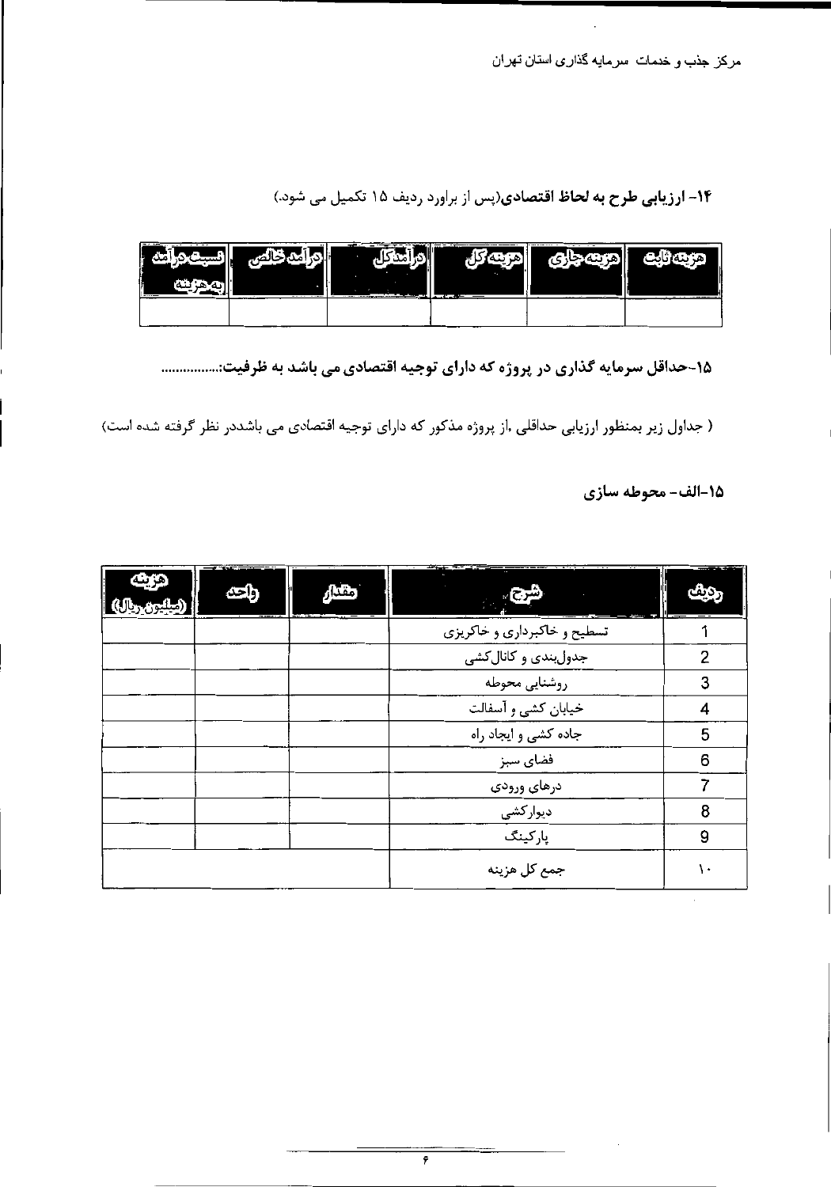**۱۴- ارزیابی طرح به لحاظ اقتصادی**(پس از براورد ردیف ۱۵ تکمیل می شود.)

| هزینه ثابت | هزینه جاری | هزینه کل | درآمدکل | درآمد خالص | نسبت درآمد به هزینه |
|---|---|---|---|---|---|
| | | | | | |

**۱۵-حداقل سرمایه گذاری در پروژه که دارای توجیه اقتصادی می باشد به ظرفیت:...............**

( جداول زیر بمنظور ارزیابی حداقلی ،از پروژه مذکور که دارای توجیه اقتصادی می باشددر نظر گرفته شده است)

**۱۵-الف- محوطه سازی**

| ردیف | شرح | مقدار | واحد | هزینه (میلیون ریال) |
|---|---|---|---|---|
| 1 | تسطیح و خاکبرداری و خاکریزی | | | |
| 2 | جدول‌بندی و کانال‌کشی | | | |
| 3 | روشنایی محوطه | | | |
| 4 | خیابان کشی و آسفالت | | | |
| 5 | جاده کشی و ایجاد راه | | | |
| 6 | فضای سبز | | | |
| 7 | درهای ورودی | | | |
| 8 | دیوارکشی | | | |
| 9 | پارکینگ | | | |
| ۱۰ | جمع کل هزینه | | | |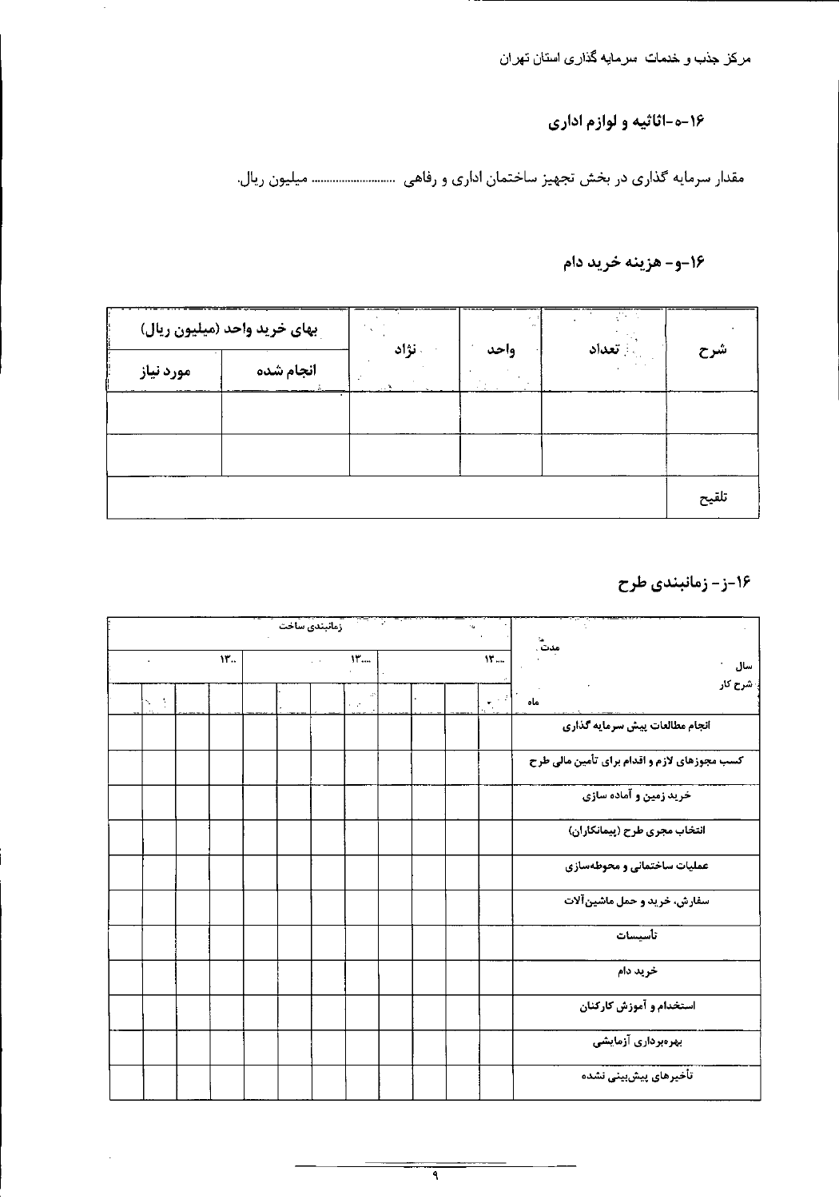## ۱۶-ه-اثاثیه و لوازم اداری

مقدار سرمایه گذاری در بخش تجهیز ساختمان اداری و رفاهی ..................... میلیون ریال.

## ۱۶-و- هزینه خرید دام

| شرح | تعداد | واحد | نژاد | بهای خرید واحد (میلیون ریال) | |
|---|---|---|---|---|---|
| | | | | انجام شده | مورد نیاز |
| | | | | | |
| | | | | | |
| تلقیح | | | | | |

## ۱۶-ز- زمانبندی طرح

| مدت / سال / شرح کار | زمانبندی ساخت | | | | | | | | | | | |
|---|---|---|---|---|---|---|---|---|---|---|---|---|
| | ۱۳... | | | | ۱۳... | | | | ۱۳.. | | | |
| ماه | | | | | | | | | | | | |
| انجام مطالعات پیش سرمایه گذاری | | | | | | | | | | | | |
| کسب مجوزهای لازم و اقدام برای تأمین مالی طرح | | | | | | | | | | | | |
| خرید زمین و آماده سازی | | | | | | | | | | | | |
| انتخاب مجری طرح (پیمانکاران) | | | | | | | | | | | | |
| عملیات ساختمانی و محوطه‌سازی | | | | | | | | | | | | |
| سفارش، خرید و حمل ماشین‌آلات | | | | | | | | | | | | |
| تأسیسات | | | | | | | | | | | | |
| خرید دام | | | | | | | | | | | | |
| استخدام و آموزش کارکنان | | | | | | | | | | | | |
| بهره‌برداری آزمایشی | | | | | | | | | | | | |
| تأخیرهای پیش‌بینی نشده | | | | | | | | | | | | |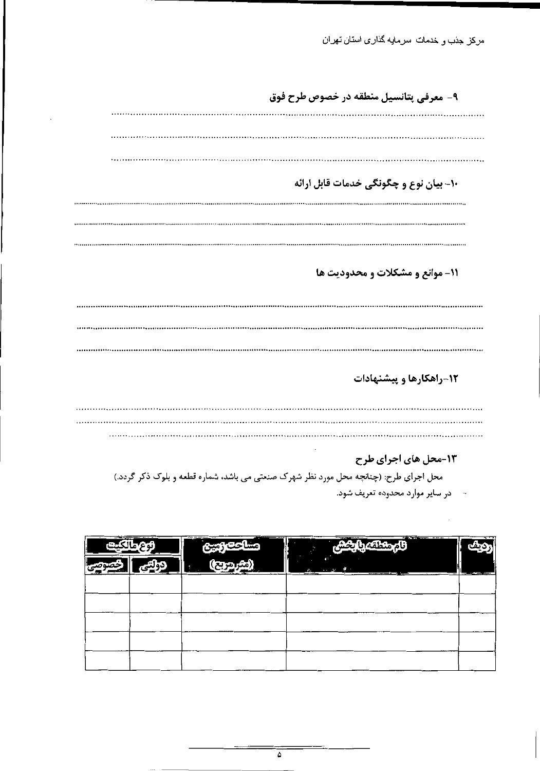## ۹- معرفی پتانسیل منطقه در خصوص طرح فوق

..................................................................................................................................................

..................................................................................................................................................

..................................................................................................................................................

## ۱۰- بیان نوع و چگونگی خدمات قابل ارائه

..................................................................................................................................................

..................................................................................................................................................

..................................................................................................................................................

## ۱۱- موانع و مشکلات و محدودیت ها

..................................................................................................................................................

..................................................................................................................................................

..................................................................................................................................................

## ۱۲-راهکارها و پیشنهادات

..................................................................................................................................................

..................................................................................................................................................

..................................................................................................................................................

## ۱۳-محل های اجرای طرح

محل اجرای طرح: (چنانچه محل مورد نظر شهرک صنعتی می باشد، شماره قطعه و بلوک ذکر گردد.)

- در سایر موارد محدوده تعریف شود.

| ردیف | نام منطقه یا بخش | مساحت زمین (مترمربع) | نوع مالکیت | |
|---|---|---|---|---|
| | | | دولتی | خصوصی |
| | | | | |
| | | | | |
| | | | | |
| | | | | |
| | | | | |